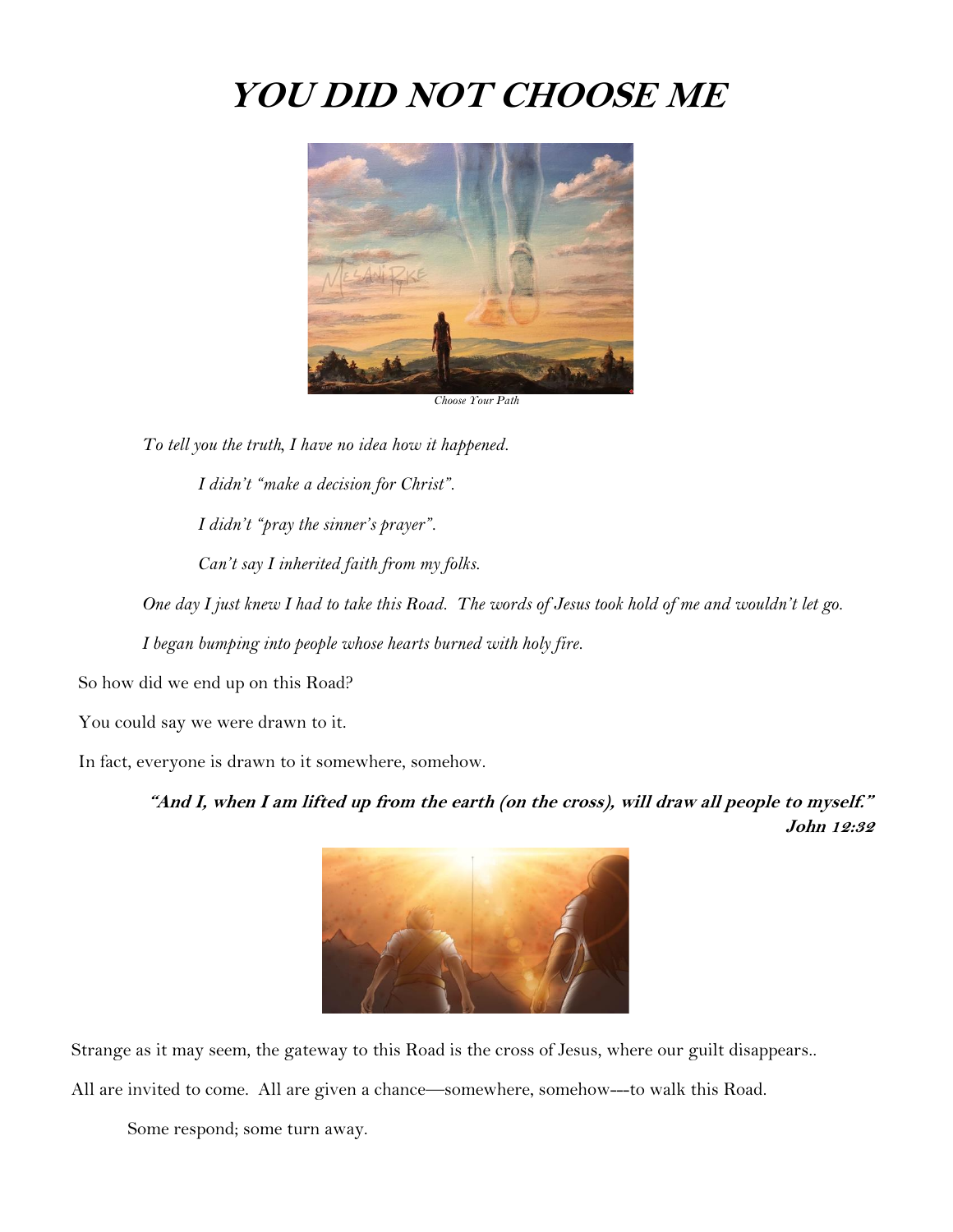# YOU DID NOT CHOOSE ME

*Choose Your Path*

*To tell you the truth, I have no idea how it happened.*

*I didn't "make a decision for Christ".*

*I didn't "pray the sinner's prayer".*

*Can't say I inherited faith from my folks.*

*One day I just knew I had to take this Road. The words of Jesus took hold of me and wouldn't let go.*

*I began bumping into people whose hearts burned with holy fire.*

So how did we end up on this Road?

You could say we were drawn to it.

In fact, everyone is drawn to it somewhere, somehow.

> ***"And I, when I am lifted up from the earth (on the cross), will draw all people to myself."***
> ***John 12:32***

Strange as it may seem, the gateway to this Road is the cross of Jesus, where our guilt disappears..

All are invited to come. All are given a chance—somewhere, somehow---to walk this Road.

Some respond; some turn away.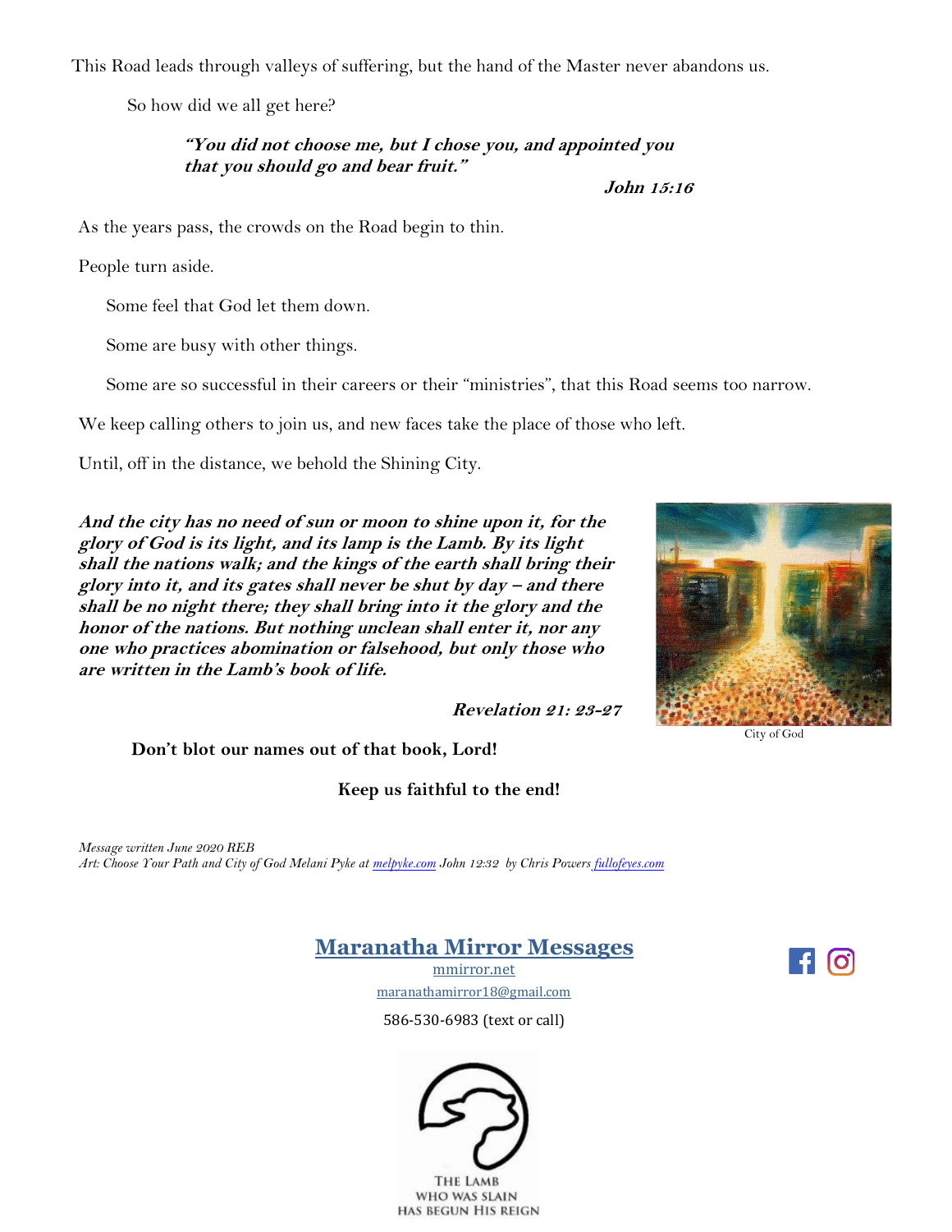This Road leads through valleys of suffering, but the hand of the Master never abandons us.

So how did we all get here?

> ***"You did not choose me, but I chose you, and appointed you that you should go and bear fruit."***
>
> ***John 15:16***

As the years pass, the crowds on the Road begin to thin.

People turn aside.

Some feel that God let them down.

Some are busy with other things.

Some are so successful in their careers or their "ministries", that this Road seems too narrow.

We keep calling others to join us, and new faces take the place of those who left.

Until, off in the distance, we behold the Shining City.

***And the city has no need of sun or moon to shine upon it, for the glory of God is its light, and its lamp is the Lamb. By its light shall the nations walk; and the kings of the earth shall bring their glory into it, and its gates shall never be shut by day – and there shall be no night there; they shall bring into it the glory and the honor of the nations. But nothing unclean shall enter it, nor any one who practices abomination or falsehood, but only those who are written in the Lamb's book of life.***

***Revelation 21: 23-27***

City of God

**Don't blot our names out of that book, Lord!**

**Keep us faithful to the end!**

*Message written June 2020 REB*
*Art: Choose Your Path and City of God Melani Pyke at melpyke.com John 12:32 by Chris Powers fullofeyes.com*

## Maranatha Mirror Messages

mmirror.net

maranathamirror18@gmail.com

586-530-6983 (text or call)

THE LAMB
WHO WAS SLAIN
HAS BEGUN HIS REIGN